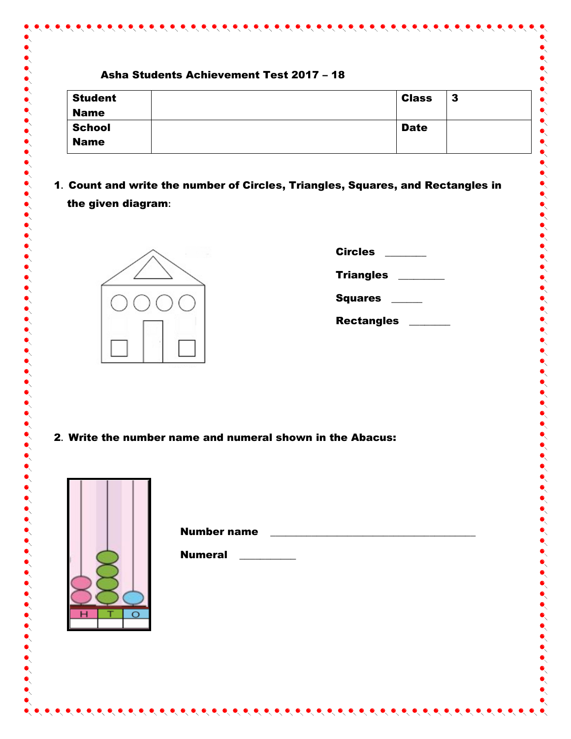**Asha Students Achievement Test 2017 – 18**

| Student Name | | Class | 3 |
|---|---|---|---|
| School Name | | Date | |

1. **Count and write the number of Circles, Triangles, Squares, and Rectangles in the given diagram**:

**Circles** _______

**Triangles** ________

**Squares** _____

**Rectangles** _______

2. **Write the number name and numeral shown in the Abacus:**

H T O

**Number name** ______________________________________

**Numeral** __________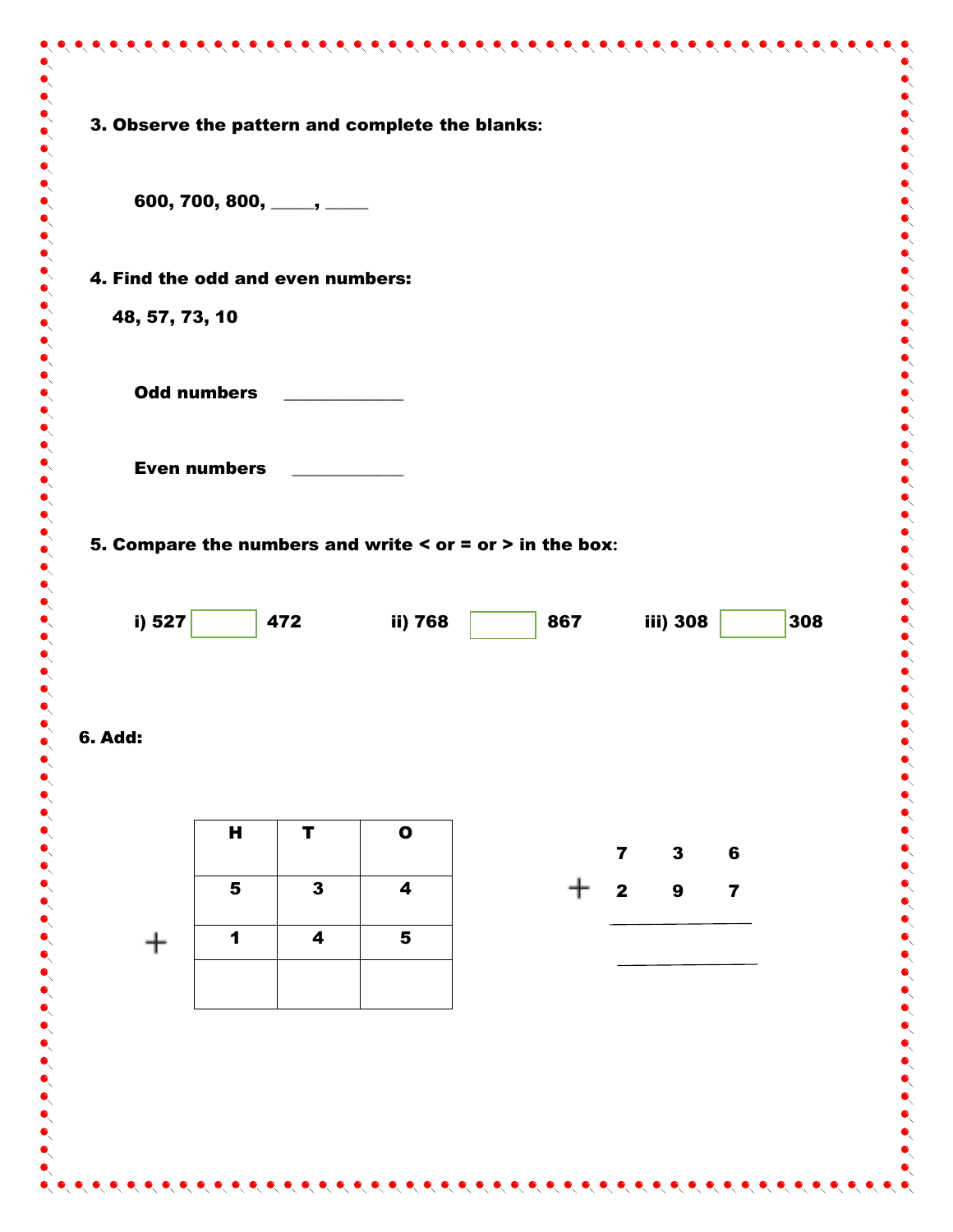**3. Observe the pattern and complete the blanks:**

**600, 700, 800, \_\_\_\_\_, \_\_\_\_\_**

**4. Find the odd and even numbers:**

**48, 57, 73, 10**

**Odd numbers** \_\_\_\_\_\_\_\_\_\_\_\_\_

**Even numbers** \_\_\_\_\_\_\_\_\_\_\_\_

**5. Compare the numbers and write < or = or > in the box:**

**i) 527** ☐ **472**  **ii) 768** ☐ **867**  **iii) 308** ☐ **308**

**6. Add:**

| | H | T | O |
|---|---|---|---|
| | 5 | 3 | 4 |
| + | 1 | 4 | 5 |
| | | | |

```
  7  3  6
+ 2  9  7
---------

---------
```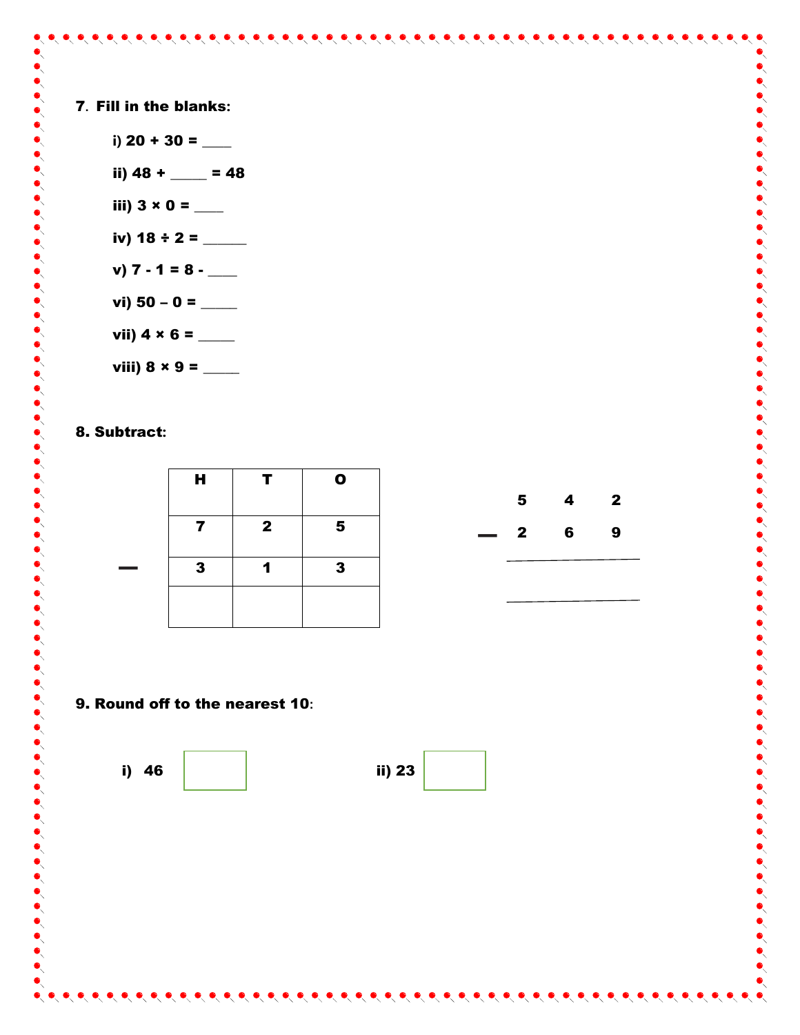**7. Fill in the blanks:**

i) 20 + 30 = ____

ii) 48 + _____ = 48

iii) 3 × 0 = ____

iv) 18 ÷ 2 = ______

v) 7 - 1 = 8 - ____

vi) 50 – 0 = _____

vii) 4 × 6 = _____

viii) 8 × 9 = _____

**8. Subtract:**

| | H | T | O |
|---|---|---|---|
| | 7 | 2 | 5 |
| — | 3 | 1 | 3 |
| | | | |

```
    5   4   2
—   2   6   9
   __________

   __________
```

**9. Round off to the nearest 10:**

i) 46 ☐

ii) 23 ☐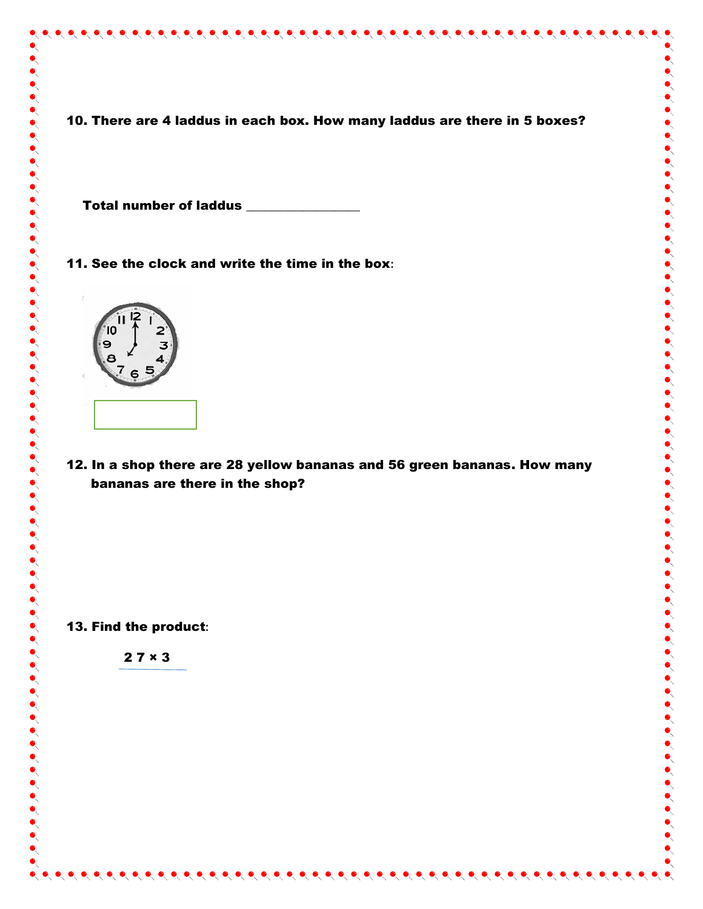**10. There are 4 laddus in each box. How many laddus are there in 5 boxes?**

**Total number of laddus ________________**

**11. See the clock and write the time in the box:**

**12. In a shop there are 28 yellow bananas and 56 green bananas. How many bananas are there in the shop?**

**13. Find the product:**

**2 7 × 3**